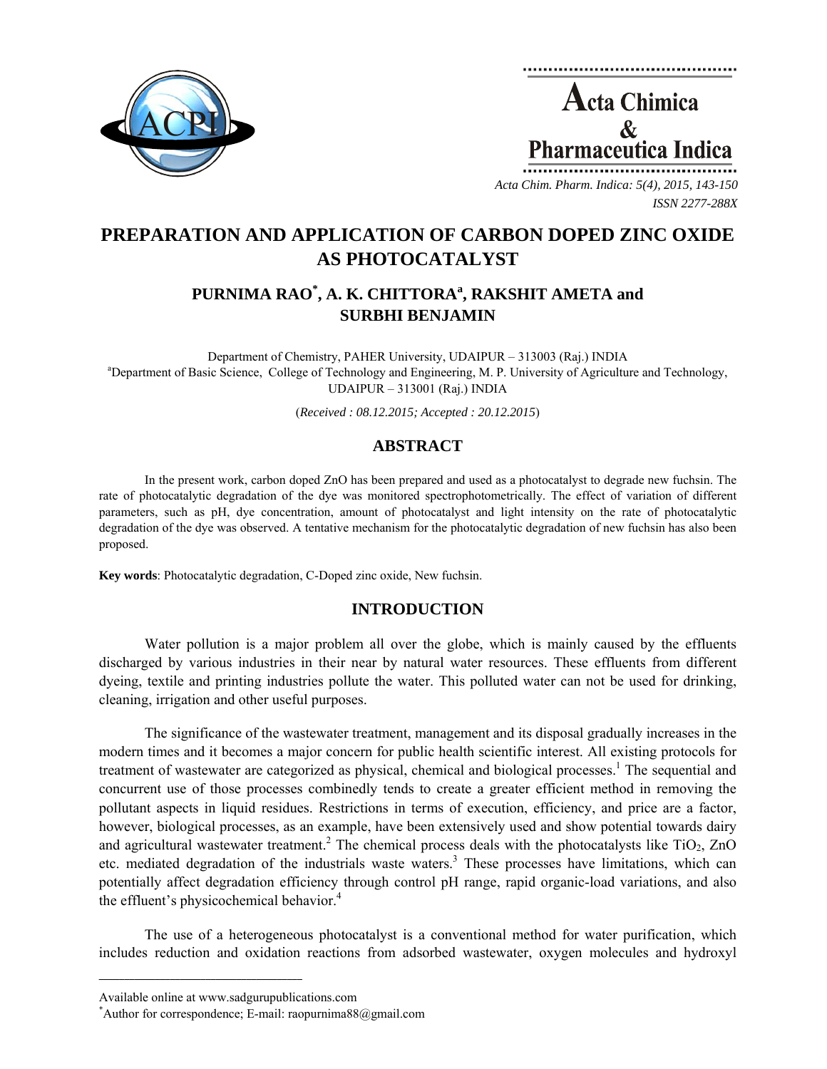# PREPARATION AND APPLICATION OF CARBON DOPED ZINC OXIDE AS PHOTOCATALYST

## PURNIMA RAO[*], A. K. CHITTORA[a], RAKSHIT AMETA and SURBHI BENJAMIN

Department of Chemistry, PAHER University, UDAIPUR – 313003 (Raj.) INDIA
[a]Department of Basic Science, College of Technology and Engineering, M. P. University of Agriculture and Technology, UDAIPUR – 313001 (Raj.) INDIA

(*Received : 08.12.2015; Accepted : 20.12.2015*)

## ABSTRACT

In the present work, carbon doped ZnO has been prepared and used as a photocatalyst to degrade new fuchsin. The rate of photocatalytic degradation of the dye was monitored spectrophotometrically. The effect of variation of different parameters, such as pH, dye concentration, amount of photocatalyst and light intensity on the rate of photocatalytic degradation of the dye was observed. A tentative mechanism for the photocatalytic degradation of new fuchsin has also been proposed.

**Key words**: Photocatalytic degradation, C-Doped zinc oxide, New fuchsin.

## INTRODUCTION

Water pollution is a major problem all over the globe, which is mainly caused by the effluents discharged by various industries in their near by natural water resources. These effluents from different dyeing, textile and printing industries pollute the water. This polluted water can not be used for drinking, cleaning, irrigation and other useful purposes.

The significance of the wastewater treatment, management and its disposal gradually increases in the modern times and it becomes a major concern for public health scientific interest. All existing protocols for treatment of wastewater are categorized as physical, chemical and biological processes.[1] The sequential and concurrent use of those processes combinedly tends to create a greater efficient method in removing the pollutant aspects in liquid residues. Restrictions in terms of execution, efficiency, and price are a factor, however, biological processes, as an example, have been extensively used and show potential towards dairy and agricultural wastewater treatment.[2] The chemical process deals with the photocatalysts like $TiO_2$, ZnO etc. mediated degradation of the industrials waste waters.[3] These processes have limitations, which can potentially affect degradation efficiency through control pH range, rapid organic-load variations, and also the effluent's physicochemical behavior.[4]

The use of a heterogeneous photocatalyst is a conventional method for water purification, which includes reduction and oxidation reactions from adsorbed wastewater, oxygen molecules and hydroxyl

---

Available online at www.sadgurupublications.com
[*]Author for correspondence; E-mail: raopurnima88@gmail.com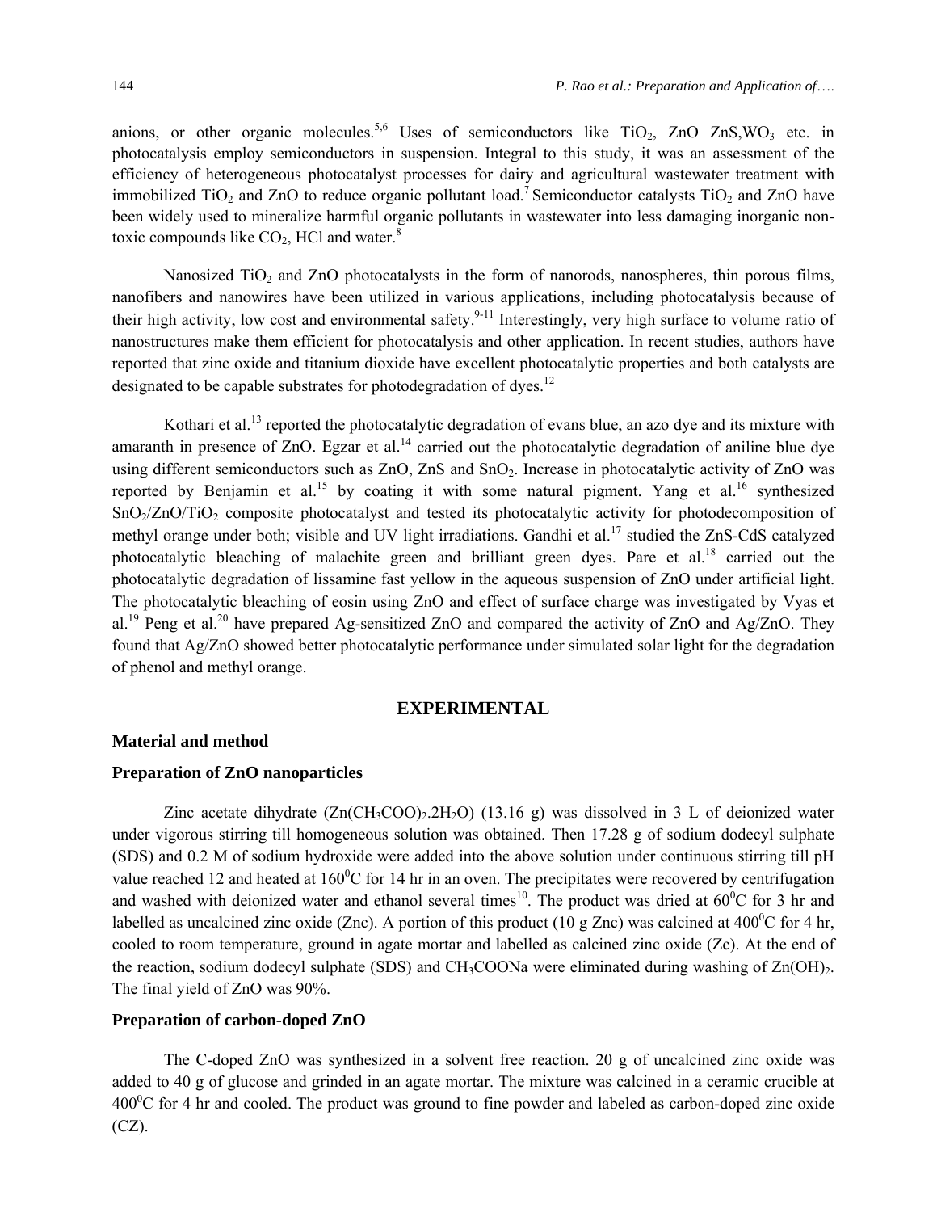anions, or other organic molecules.[5,6] Uses of semiconductors like $TiO_2$, ZnO ZnS,$WO_3$ etc. in photocatalysis employ semiconductors in suspension. Integral to this study, it was an assessment of the efficiency of heterogeneous photocatalyst processes for dairy and agricultural wastewater treatment with immobilized $TiO_2$ and ZnO to reduce organic pollutant load.[7] Semiconductor catalysts $TiO_2$ and ZnO have been widely used to mineralize harmful organic pollutants in wastewater into less damaging inorganic non-toxic compounds like $CO_2$, HCl and water.[8]

Nanosized $TiO_2$ and ZnO photocatalysts in the form of nanorods, nanospheres, thin porous films, nanofibers and nanowires have been utilized in various applications, including photocatalysis because of their high activity, low cost and environmental safety.[9-11] Interestingly, very high surface to volume ratio of nanostructures make them efficient for photocatalysis and other application. In recent studies, authors have reported that zinc oxide and titanium dioxide have excellent photocatalytic properties and both catalysts are designated to be capable substrates for photodegradation of dyes.[12]

Kothari et al.[13] reported the photocatalytic degradation of evans blue, an azo dye and its mixture with amaranth in presence of ZnO. Egzar et al.[14] carried out the photocatalytic degradation of aniline blue dye using different semiconductors such as ZnO, ZnS and $SnO_2$. Increase in photocatalytic activity of ZnO was reported by Benjamin et al.[15] by coating it with some natural pigment. Yang et al.[16] synthesized $SnO_2$/ZnO/$TiO_2$ composite photocatalyst and tested its photocatalytic activity for photodecomposition of methyl orange under both; visible and UV light irradiations. Gandhi et al.[17] studied the ZnS-CdS catalyzed photocatalytic bleaching of malachite green and brilliant green dyes. Pare et al.[18] carried out the photocatalytic degradation of lissamine fast yellow in the aqueous suspension of ZnO under artificial light. The photocatalytic bleaching of eosin using ZnO and effect of surface charge was investigated by Vyas et al.[19] Peng et al.[20] have prepared Ag-sensitized ZnO and compared the activity of ZnO and Ag/ZnO. They found that Ag/ZnO showed better photocatalytic performance under simulated solar light for the degradation of phenol and methyl orange.

## EXPERIMENTAL

### Material and method

### Preparation of ZnO nanoparticles

Zinc acetate dihydrate ($Zn(CH_3COO)_2.2H_2O$) (13.16 g) was dissolved in 3 L of deionized water under vigorous stirring till homogeneous solution was obtained. Then 17.28 g of sodium dodecyl sulphate (SDS) and 0.2 M of sodium hydroxide were added into the above solution under continuous stirring till pH value reached 12 and heated at $160^0$C for 14 hr in an oven. The precipitates were recovered by centrifugation and washed with deionized water and ethanol several times[10]. The product was dried at $60^0$C for 3 hr and labelled as uncalcined zinc oxide (Znc). A portion of this product (10 g Znc) was calcined at $400^0$C for 4 hr, cooled to room temperature, ground in agate mortar and labelled as calcined zinc oxide (Zc). At the end of the reaction, sodium dodecyl sulphate (SDS) and $CH_3COONa$ were eliminated during washing of $Zn(OH)_2$. The final yield of ZnO was 90%.

### Preparation of carbon-doped ZnO

The C-doped ZnO was synthesized in a solvent free reaction. 20 g of uncalcined zinc oxide was added to 40 g of glucose and grinded in an agate mortar. The mixture was calcined in a ceramic crucible at $400^0$C for 4 hr and cooled. The product was ground to fine powder and labeled as carbon-doped zinc oxide (CZ).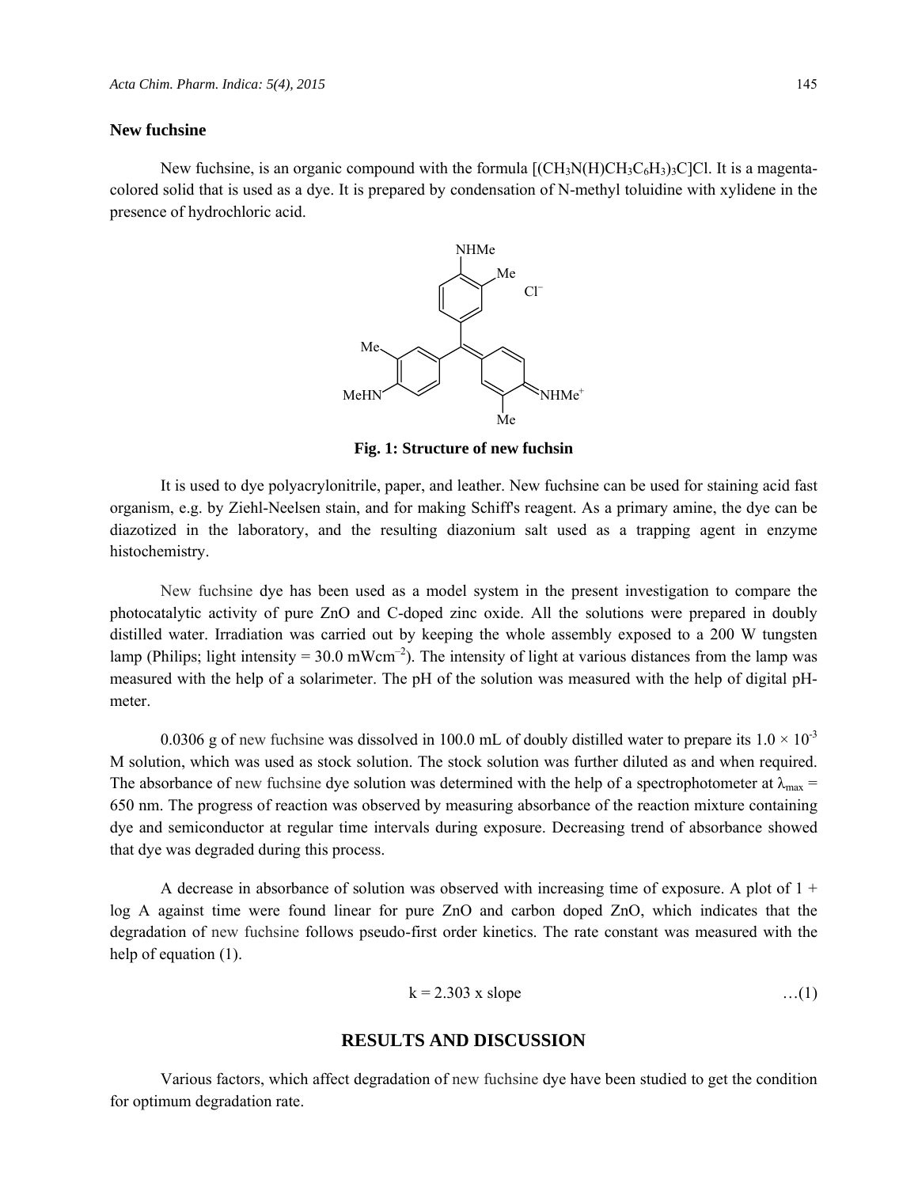### New fuchsine

New fuchsine, is an organic compound with the formula $[(CH_3N(H)CH_3C_6H_3)_3C]Cl$. It is a magenta-colored solid that is used as a dye. It is prepared by condensation of N-methyl toluidine with xylidene in the presence of hydrochloric acid.

**Fig. 1: Structure of new fuchsin**

It is used to dye polyacrylonitrile, paper, and leather. New fuchsine can be used for staining acid fast organism, e.g. by Ziehl-Neelsen stain, and for making Schiff's reagent. As a primary amine, the dye can be diazotized in the laboratory, and the resulting diazonium salt used as a trapping agent in enzyme histochemistry.

New fuchsine dye has been used as a model system in the present investigation to compare the photocatalytic activity of pure ZnO and C-doped zinc oxide. All the solutions were prepared in doubly distilled water. Irradiation was carried out by keeping the whole assembly exposed to a 200 W tungsten lamp (Philips; light intensity = 30.0 $mWcm^{-2}$). The intensity of light at various distances from the lamp was measured with the help of a solarimeter. The pH of the solution was measured with the help of digital pH-meter.

0.0306 g of new fuchsine was dissolved in 100.0 mL of doubly distilled water to prepare its $1.0 \times 10^{-3}$ M solution, which was used as stock solution. The stock solution was further diluted as and when required. The absorbance of new fuchsine dye solution was determined with the help of a spectrophotometer at $\lambda_{max}$ = 650 nm. The progress of reaction was observed by measuring absorbance of the reaction mixture containing dye and semiconductor at regular time intervals during exposure. Decreasing trend of absorbance showed that dye was degraded during this process.

A decrease in absorbance of solution was observed with increasing time of exposure. A plot of 1 + log A against time were found linear for pure ZnO and carbon doped ZnO, which indicates that the degradation of new fuchsine follows pseudo-first order kinetics. The rate constant was measured with the help of equation (1).

$$k = 2.303 \times \text{slope} \qquad \dots(1)$$

## RESULTS AND DISCUSSION

Various factors, which affect degradation of new fuchsine dye have been studied to get the condition for optimum degradation rate.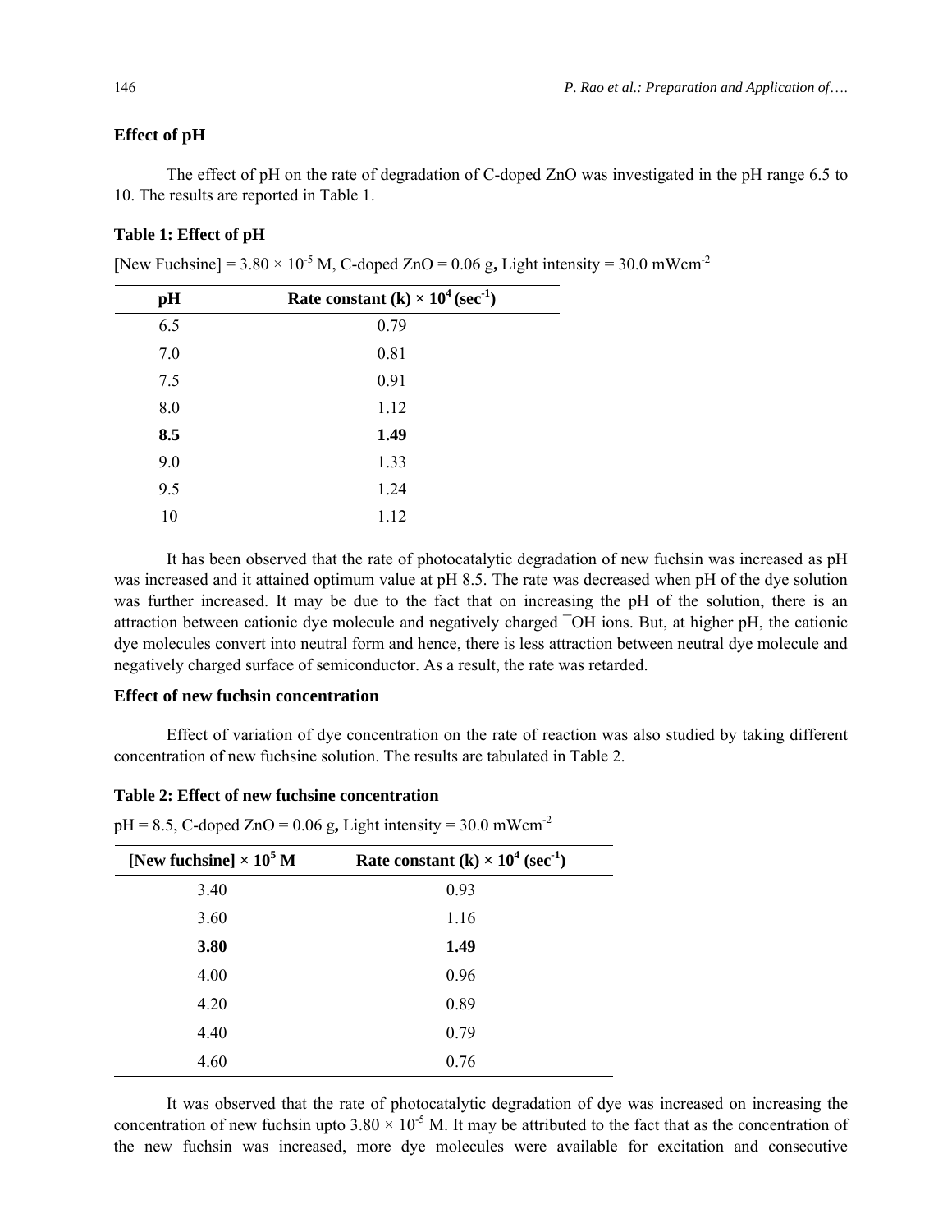### Effect of pH

The effect of pH on the rate of degradation of C-doped ZnO was investigated in the pH range 6.5 to 10. The results are reported in Table 1.

**Table 1: Effect of pH**

[New Fuchsine] = $3.80 \times 10^{-5}$ M, C-doped ZnO = 0.06 g**,** Light intensity = 30.0 $mWcm^{-2}$

| pH | Rate constant (k) $\times 10^4$ ($sec^{-1}$) |
|---|---|
| 6.5 | 0.79 |
| 7.0 | 0.81 |
| 7.5 | 0.91 |
| 8.0 | 1.12 |
| **8.5** | **1.49** |
| 9.0 | 1.33 |
| 9.5 | 1.24 |
| 10 | 1.12 |

It has been observed that the rate of photocatalytic degradation of new fuchsin was increased as pH was increased and it attained optimum value at pH 8.5. The rate was decreased when pH of the dye solution was further increased. It may be due to the fact that on increasing the pH of the solution, there is an attraction between cationic dye molecule and negatively charged $^{-}OH$ ions. But, at higher pH, the cationic dye molecules convert into neutral form and hence, there is less attraction between neutral dye molecule and negatively charged surface of semiconductor. As a result, the rate was retarded.

### Effect of new fuchsin concentration

Effect of variation of dye concentration on the rate of reaction was also studied by taking different concentration of new fuchsine solution. The results are tabulated in Table 2.

**Table 2: Effect of new fuchsine concentration**

pH = 8.5, C-doped ZnO = 0.06 g**,** Light intensity = 30.0 $mWcm^{-2}$

| [New fuchsine] $\times 10^5$ M | Rate constant (k) $\times 10^4$ ($sec^{-1}$) |
|---|---|
| 3.40 | 0.93 |
| 3.60 | 1.16 |
| **3.80** | **1.49** |
| 4.00 | 0.96 |
| 4.20 | 0.89 |
| 4.40 | 0.79 |
| 4.60 | 0.76 |

It was observed that the rate of photocatalytic degradation of dye was increased on increasing the concentration of new fuchsin upto $3.80 \times 10^{-5}$ M. It may be attributed to the fact that as the concentration of the new fuchsin was increased, more dye molecules were available for excitation and consecutive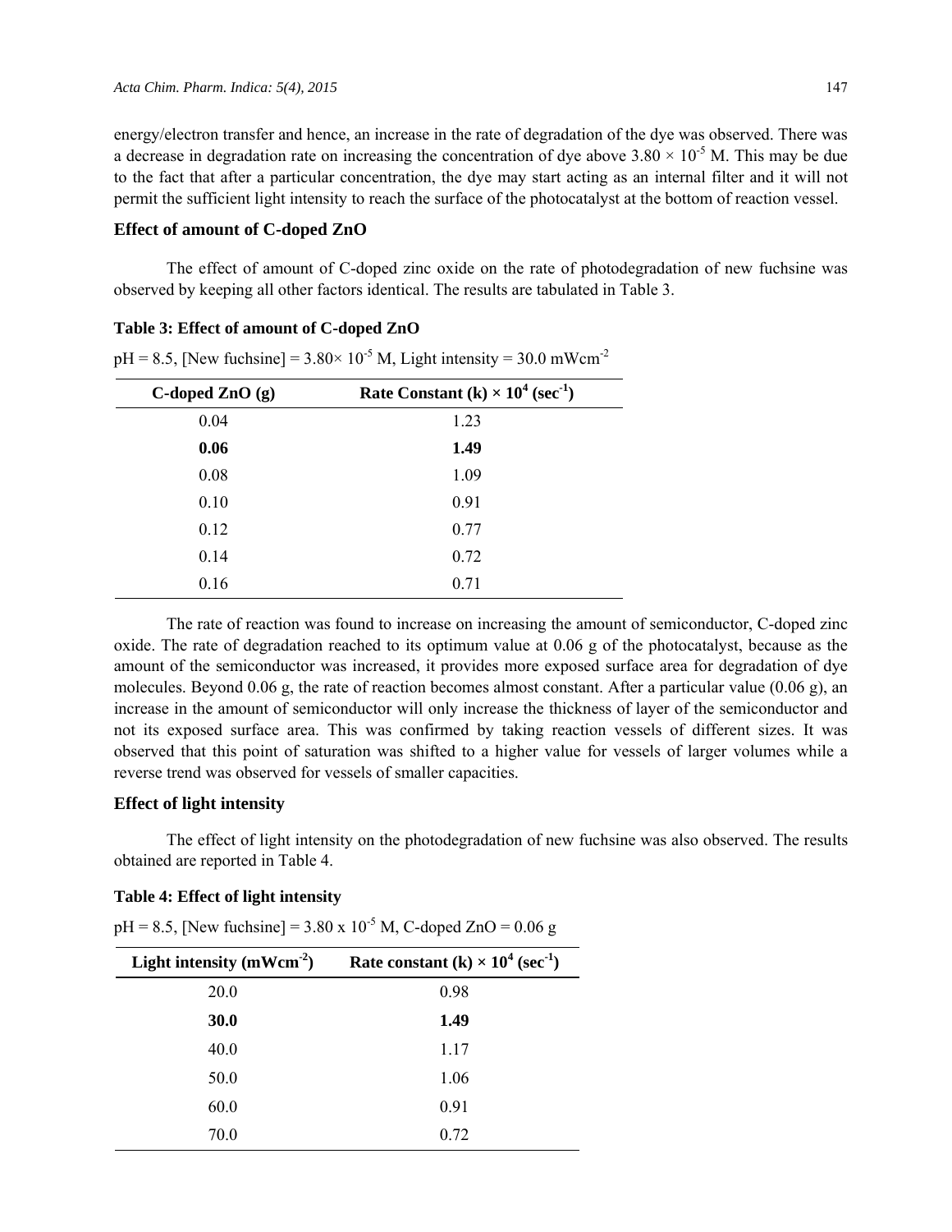energy/electron transfer and hence, an increase in the rate of degradation of the dye was observed. There was a decrease in degradation rate on increasing the concentration of dye above $3.80 \times 10^{-5}$ M. This may be due to the fact that after a particular concentration, the dye may start acting as an internal filter and it will not permit the sufficient light intensity to reach the surface of the photocatalyst at the bottom of reaction vessel.

### Effect of amount of C-doped ZnO

The effect of amount of C-doped zinc oxide on the rate of photodegradation of new fuchsine was observed by keeping all other factors identical. The results are tabulated in Table 3.

**Table 3: Effect of amount of C-doped ZnO**

pH = 8.5, [New fuchsine] = $3.80 \times 10^{-5}$ M, Light intensity = 30.0 $mWcm^{-2}$

| C-doped ZnO (g) | Rate Constant (k) $\times 10^4$ ($sec^{-1}$) |
|---|---|
| 0.04 | 1.23 |
| **0.06** | **1.49** |
| 0.08 | 1.09 |
| 0.10 | 0.91 |
| 0.12 | 0.77 |
| 0.14 | 0.72 |
| 0.16 | 0.71 |

The rate of reaction was found to increase on increasing the amount of semiconductor, C-doped zinc oxide. The rate of degradation reached to its optimum value at 0.06 g of the photocatalyst, because as the amount of the semiconductor was increased, it provides more exposed surface area for degradation of dye molecules. Beyond 0.06 g, the rate of reaction becomes almost constant. After a particular value (0.06 g), an increase in the amount of semiconductor will only increase the thickness of layer of the semiconductor and not its exposed surface area. This was confirmed by taking reaction vessels of different sizes. It was observed that this point of saturation was shifted to a higher value for vessels of larger volumes while a reverse trend was observed for vessels of smaller capacities.

### Effect of light intensity

The effect of light intensity on the photodegradation of new fuchsine was also observed. The results obtained are reported in Table 4.

**Table 4: Effect of light intensity**

pH = 8.5, [New fuchsine] = $3.80 \times 10^{-5}$ M, C-doped ZnO = 0.06 g

| Light intensity ($mWcm^{-2}$) | Rate constant (k) $\times 10^4$ ($sec^{-1}$) |
|---|---|
| 20.0 | 0.98 |
| **30.0** | **1.49** |
| 40.0 | 1.17 |
| 50.0 | 1.06 |
| 60.0 | 0.91 |
| 70.0 | 0.72 |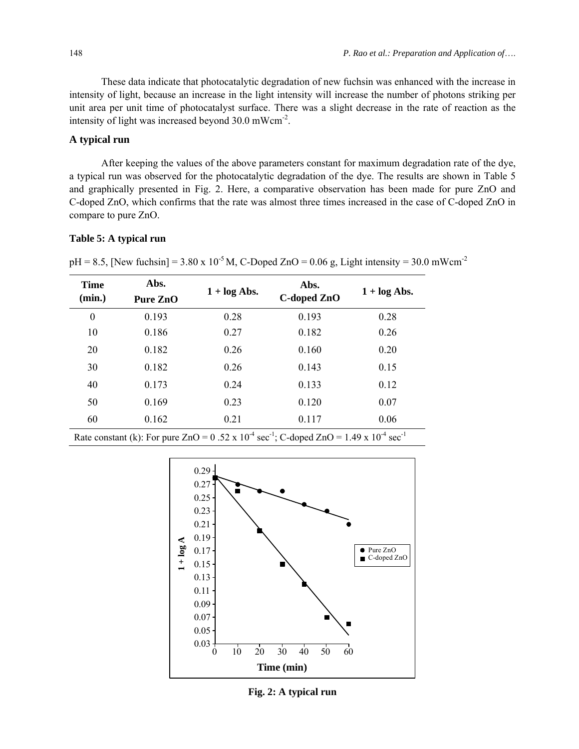These data indicate that photocatalytic degradation of new fuchsin was enhanced with the increase in intensity of light, because an increase in the light intensity will increase the number of photons striking per unit area per unit time of photocatalyst surface. There was a slight decrease in the rate of reaction as the intensity of light was increased beyond 30.0 $mWcm^{-2}$.

### A typical run

After keeping the values of the above parameters constant for maximum degradation rate of the dye, a typical run was observed for the photocatalytic degradation of the dye. The results are shown in Table 5 and graphically presented in Fig. 2. Here, a comparative observation has been made for pure ZnO and C-doped ZnO, which confirms that the rate was almost three times increased in the case of C-doped ZnO in compare to pure ZnO.

**Table 5: A typical run**

pH = 8.5, [New fuchsin] = $3.80 \times 10^{-5}$ M, C-Doped ZnO = 0.06 g, Light intensity = 30.0 $mWcm^{-2}$

| Time (min.) | Abs. Pure ZnO | 1 + log Abs. | Abs. C-doped ZnO | 1 + log Abs. |
|---|---|---|---|---|
| 0 | 0.193 | 0.28 | 0.193 | 0.28 |
| 10 | 0.186 | 0.27 | 0.182 | 0.26 |
| 20 | 0.182 | 0.26 | 0.160 | 0.20 |
| 30 | 0.182 | 0.26 | 0.143 | 0.15 |
| 40 | 0.173 | 0.24 | 0.133 | 0.12 |
| 50 | 0.169 | 0.23 | 0.120 | 0.07 |
| 60 | 0.162 | 0.21 | 0.117 | 0.06 |

Rate constant (k): For pure ZnO = $0.52 \times 10^{-4}$ $sec^{-1}$; C-doped ZnO = $1.49 \times 10^{-4}$ $sec^{-1}$

**Fig. 2: A typical run**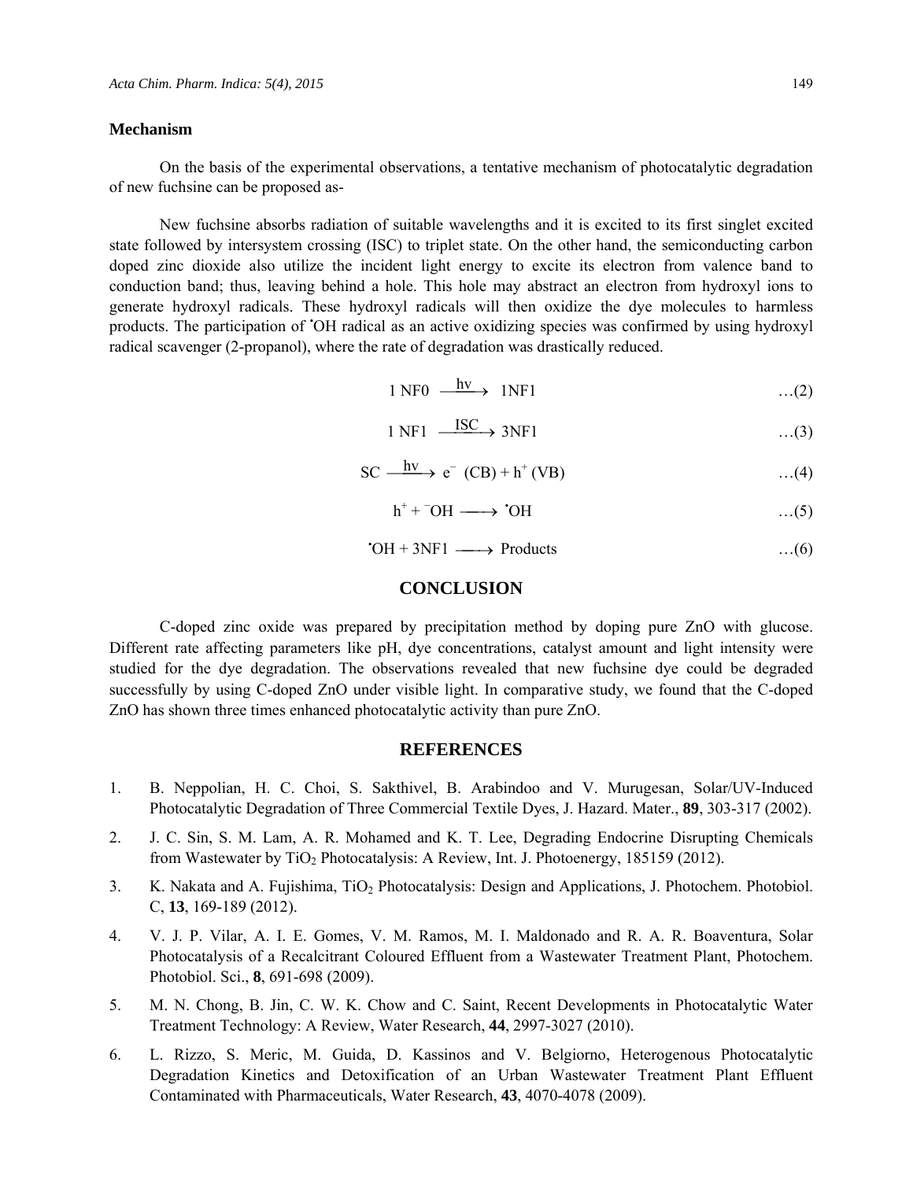### Mechanism

On the basis of the experimental observations, a tentative mechanism of photocatalytic degradation of new fuchsine can be proposed as-

New fuchsine absorbs radiation of suitable wavelengths and it is excited to its first singlet excited state followed by intersystem crossing (ISC) to triplet state. On the other hand, the semiconducting carbon doped zinc dioxide also utilize the incident light energy to excite its electron from valence band to conduction band; thus, leaving behind a hole. This hole may abstract an electron from hydroxyl ions to generate hydroxyl radicals. These hydroxyl radicals will then oxidize the dye molecules to harmless products. The participation of $^{\bullet}$OH radical as an active oxidizing species was confirmed by using hydroxyl radical scavenger (2-propanol), where the rate of degradation was drastically reduced.

$$1\,NF0 \xrightarrow{h\nu} 1NF1 \quad \ldots(2)$$

$$1\,NF1 \xrightarrow{ISC} 3NF1 \quad \ldots(3)$$

$$SC \xrightarrow{h\nu} e^{-}\ (CB) + h^{+}\ (VB) \quad \ldots(4)$$

$$h^{+} + {}^{-}OH \longrightarrow {}^{\bullet}OH \quad \ldots(5)$$

$${}^{\bullet}OH + 3NF1 \longrightarrow \text{Products} \quad \ldots(6)$$

## CONCLUSION

C-doped zinc oxide was prepared by precipitation method by doping pure ZnO with glucose. Different rate affecting parameters like pH, dye concentrations, catalyst amount and light intensity were studied for the dye degradation. The observations revealed that new fuchsine dye could be degraded successfully by using C-doped ZnO under visible light. In comparative study, we found that the C-doped ZnO has shown three times enhanced photocatalytic activity than pure ZnO.

## REFERENCES

1. B. Neppolian, H. C. Choi, S. Sakthivel, B. Arabindoo and V. Murugesan, Solar/UV-Induced Photocatalytic Degradation of Three Commercial Textile Dyes, J. Hazard. Mater., **89**, 303-317 (2002).
2. J. C. Sin, S. M. Lam, A. R. Mohamed and K. T. Lee, Degrading Endocrine Disrupting Chemicals from Wastewater by $TiO_2$ Photocatalysis: A Review, Int. J. Photoenergy, 185159 (2012).
3. K. Nakata and A. Fujishima, $TiO_2$ Photocatalysis: Design and Applications, J. Photochem. Photobiol. C, **13**, 169-189 (2012).
4. V. J. P. Vilar, A. I. E. Gomes, V. M. Ramos, M. I. Maldonado and R. A. R. Boaventura, Solar Photocatalysis of a Recalcitrant Coloured Effluent from a Wastewater Treatment Plant, Photochem. Photobiol. Sci., **8**, 691-698 (2009).
5. M. N. Chong, B. Jin, C. W. K. Chow and C. Saint, Recent Developments in Photocatalytic Water Treatment Technology: A Review, Water Research, **44**, 2997-3027 (2010).
6. L. Rizzo, S. Meric, M. Guida, D. Kassinos and V. Belgiorno, Heterogenous Photocatalytic Degradation Kinetics and Detoxification of an Urban Wastewater Treatment Plant Effluent Contaminated with Pharmaceuticals, Water Research, **43**, 4070-4078 (2009).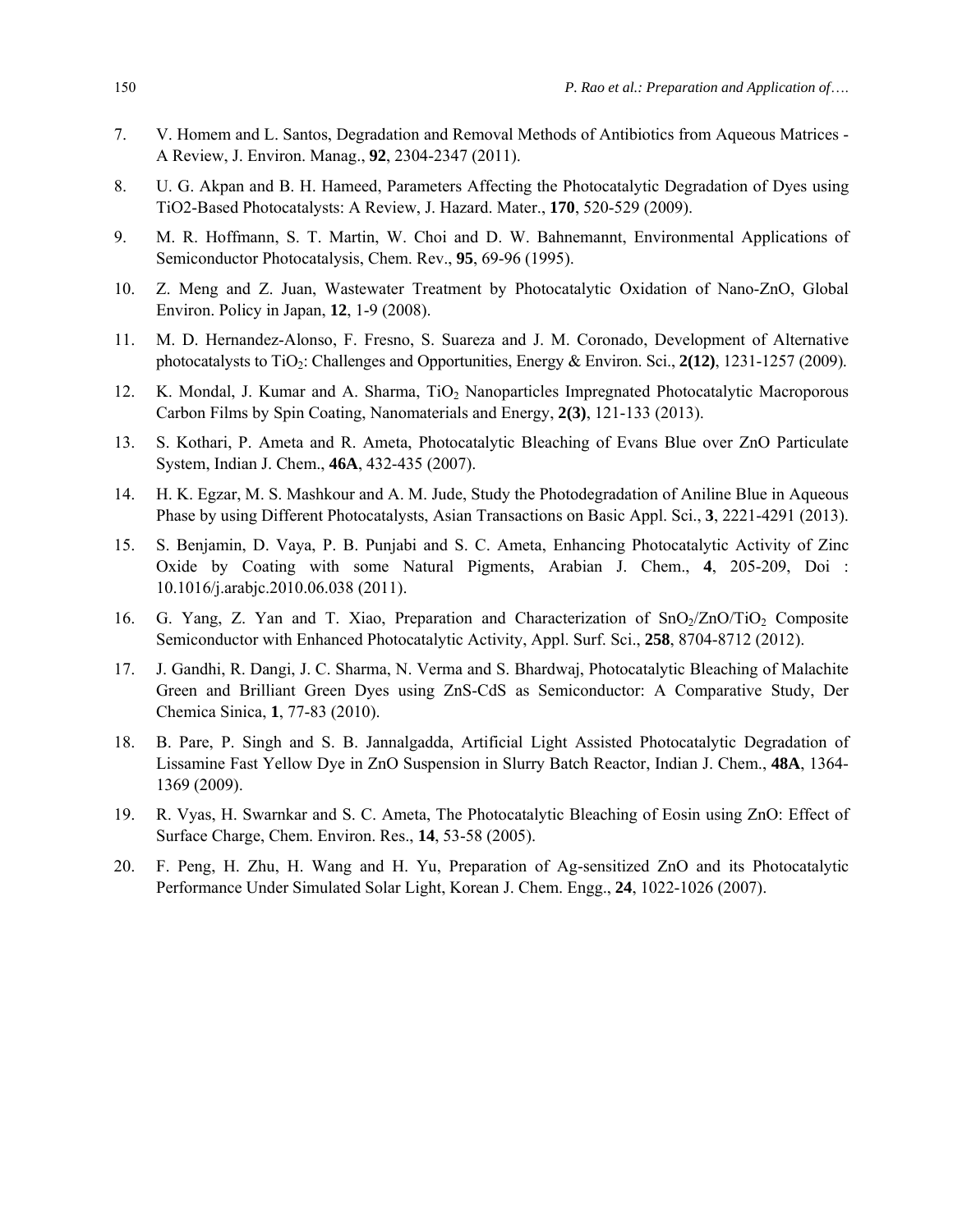7. V. Homem and L. Santos, Degradation and Removal Methods of Antibiotics from Aqueous Matrices - A Review, J. Environ. Manag., **92**, 2304-2347 (2011).

8. U. G. Akpan and B. H. Hameed, Parameters Affecting the Photocatalytic Degradation of Dyes using TiO2-Based Photocatalysts: A Review, J. Hazard. Mater., **170**, 520-529 (2009).

9. M. R. Hoffmann, S. T. Martin, W. Choi and D. W. Bahnemannt, Environmental Applications of Semiconductor Photocatalysis, Chem. Rev., **95**, 69-96 (1995).

10. Z. Meng and Z. Juan, Wastewater Treatment by Photocatalytic Oxidation of Nano-ZnO, Global Environ. Policy in Japan, **12**, 1-9 (2008).

11. M. D. Hernandez-Alonso, F. Fresno, S. Suareza and J. M. Coronado, Development of Alternative photocatalysts to $TiO_2$: Challenges and Opportunities, Energy & Environ. Sci., **2(12)**, 1231-1257 (2009).

12. K. Mondal, J. Kumar and A. Sharma, $TiO_2$ Nanoparticles Impregnated Photocatalytic Macroporous Carbon Films by Spin Coating, Nanomaterials and Energy, **2(3)**, 121-133 (2013).

13. S. Kothari, P. Ameta and R. Ameta, Photocatalytic Bleaching of Evans Blue over ZnO Particulate System, Indian J. Chem., **46A**, 432-435 (2007).

14. H. K. Egzar, M. S. Mashkour and A. M. Jude, Study the Photodegradation of Aniline Blue in Aqueous Phase by using Different Photocatalysts, Asian Transactions on Basic Appl. Sci., **3**, 2221-4291 (2013).

15. S. Benjamin, D. Vaya, P. B. Punjabi and S. C. Ameta, Enhancing Photocatalytic Activity of Zinc Oxide by Coating with some Natural Pigments, Arabian J. Chem., **4**, 205-209, Doi : 10.1016/j.arabjc.2010.06.038 (2011).

16. G. Yang, Z. Yan and T. Xiao, Preparation and Characterization of $SnO_2/ZnO/TiO_2$ Composite Semiconductor with Enhanced Photocatalytic Activity, Appl. Surf. Sci., **258**, 8704-8712 (2012).

17. J. Gandhi, R. Dangi, J. C. Sharma, N. Verma and S. Bhardwaj, Photocatalytic Bleaching of Malachite Green and Brilliant Green Dyes using ZnS-CdS as Semiconductor: A Comparative Study, Der Chemica Sinica, **1**, 77-83 (2010).

18. B. Pare, P. Singh and S. B. Jannalgadda, Artificial Light Assisted Photocatalytic Degradation of Lissamine Fast Yellow Dye in ZnO Suspension in Slurry Batch Reactor, Indian J. Chem., **48A**, 1364-1369 (2009).

19. R. Vyas, H. Swarnkar and S. C. Ameta, The Photocatalytic Bleaching of Eosin using ZnO: Effect of Surface Charge, Chem. Environ. Res., **14**, 53-58 (2005).

20. F. Peng, H. Zhu, H. Wang and H. Yu, Preparation of Ag-sensitized ZnO and its Photocatalytic Performance Under Simulated Solar Light, Korean J. Chem. Engg., **24**, 1022-1026 (2007).